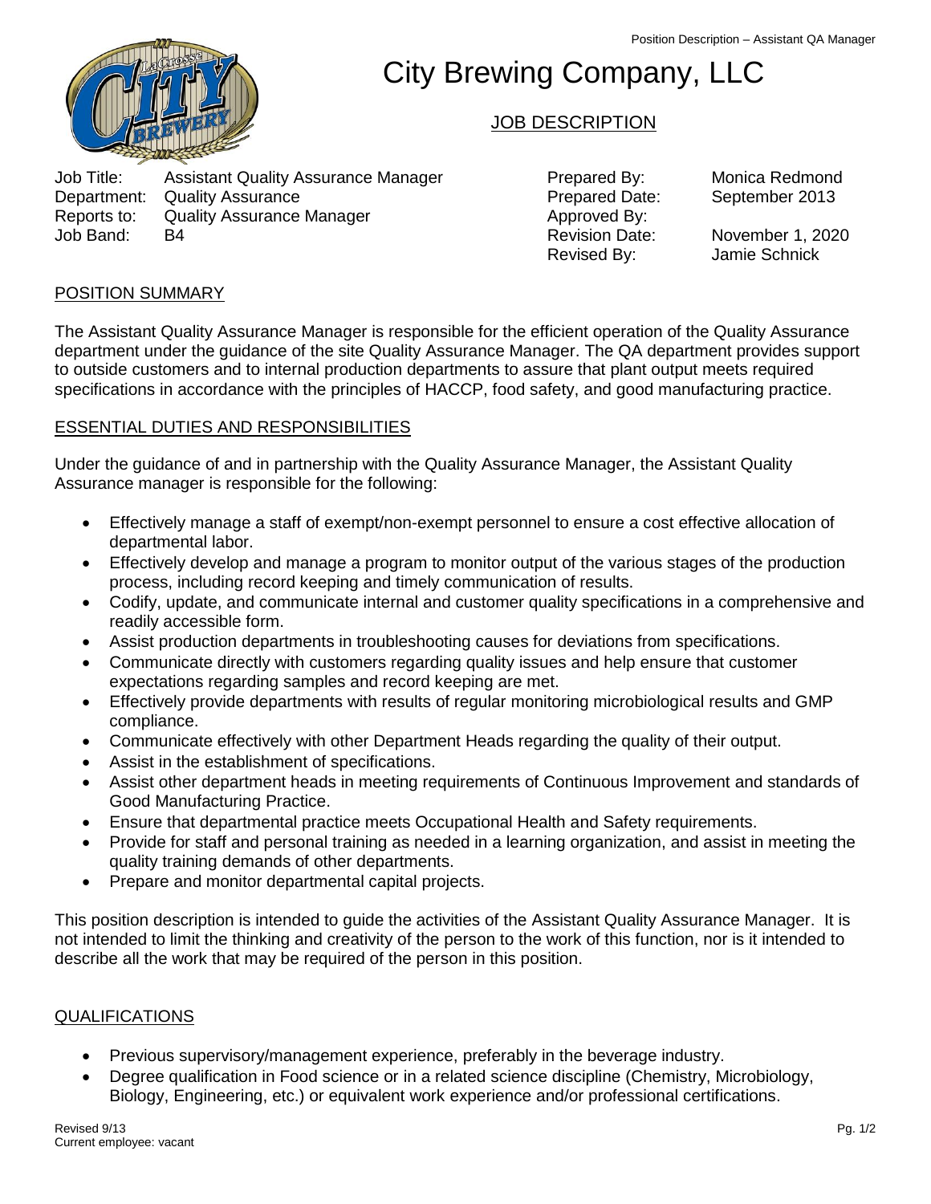# City Brewing Company, LLC

## JOB DESCRIPTION

| | | | |
|---|---|---|---|
| Job Title: | Assistant Quality Assurance Manager | Prepared By: | Monica Redmond |
| Department: | Quality Assurance | Prepared Date: | September 2013 |
| Reports to: | Quality Assurance Manager | Approved By: | |
| Job Band: | B4 | Revision Date: | November 1, 2020 |
| | | Revised By: | Jamie Schnick |

### POSITION SUMMARY

The Assistant Quality Assurance Manager is responsible for the efficient operation of the Quality Assurance department under the guidance of the site Quality Assurance Manager. The QA department provides support to outside customers and to internal production departments to assure that plant output meets required specifications in accordance with the principles of HACCP, food safety, and good manufacturing practice.

### ESSENTIAL DUTIES AND RESPONSIBILITIES

Under the guidance of and in partnership with the Quality Assurance Manager, the Assistant Quality Assurance manager is responsible for the following:

- Effectively manage a staff of exempt/non-exempt personnel to ensure a cost effective allocation of departmental labor.
- Effectively develop and manage a program to monitor output of the various stages of the production process, including record keeping and timely communication of results.
- Codify, update, and communicate internal and customer quality specifications in a comprehensive and readily accessible form.
- Assist production departments in troubleshooting causes for deviations from specifications.
- Communicate directly with customers regarding quality issues and help ensure that customer expectations regarding samples and record keeping are met.
- Effectively provide departments with results of regular monitoring microbiological results and GMP compliance.
- Communicate effectively with other Department Heads regarding the quality of their output.
- Assist in the establishment of specifications.
- Assist other department heads in meeting requirements of Continuous Improvement and standards of Good Manufacturing Practice.
- Ensure that departmental practice meets Occupational Health and Safety requirements.
- Provide for staff and personal training as needed in a learning organization, and assist in meeting the quality training demands of other departments.
- Prepare and monitor departmental capital projects.

This position description is intended to guide the activities of the Assistant Quality Assurance Manager. It is not intended to limit the thinking and creativity of the person to the work of this function, nor is it intended to describe all the work that may be required of the person in this position.

### QUALIFICATIONS

- Previous supervisory/management experience, preferably in the beverage industry.
- Degree qualification in Food science or in a related science discipline (Chemistry, Microbiology, Biology, Engineering, etc.) or equivalent work experience and/or professional certifications.

Revised 9/13
Current employee: vacant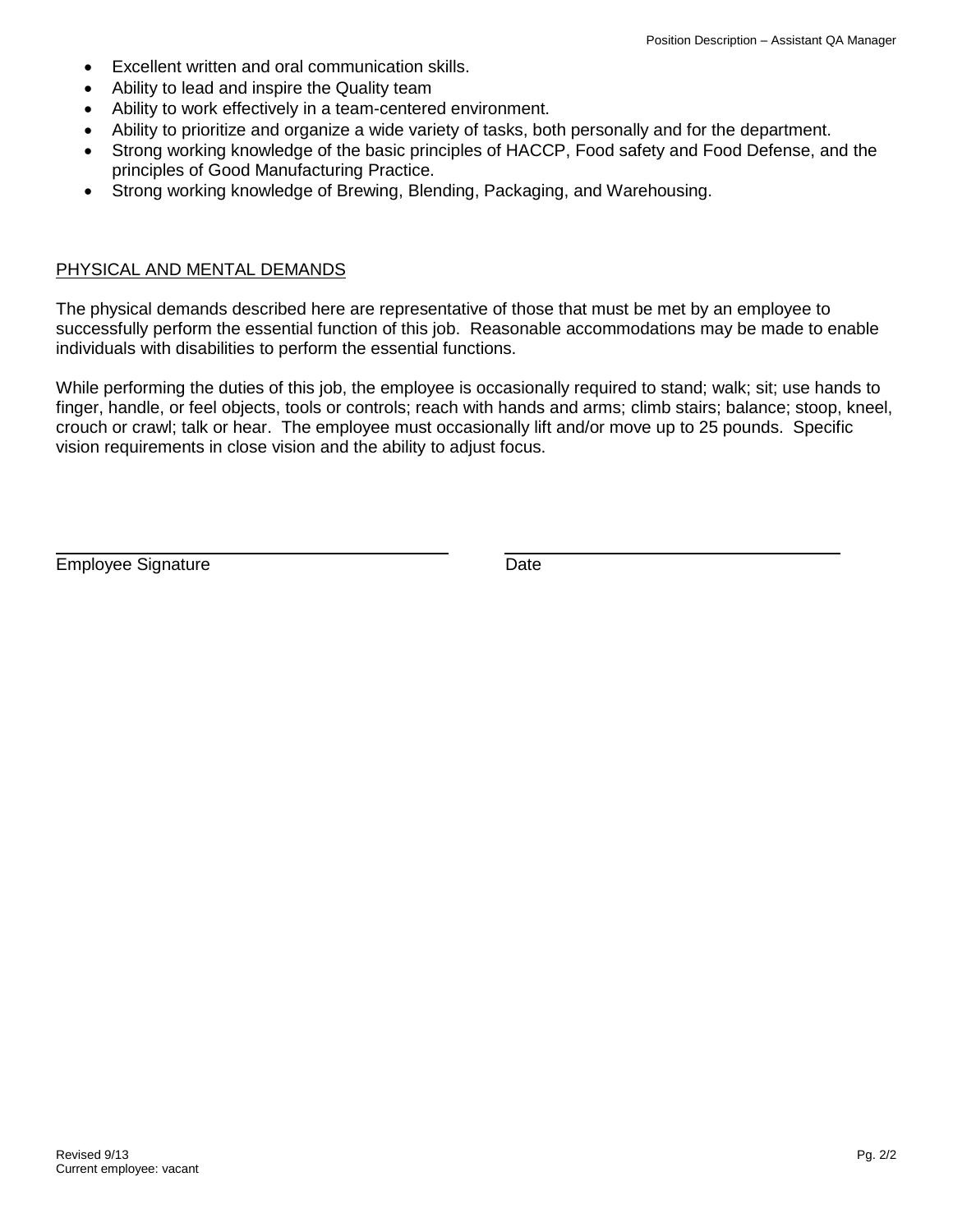- Excellent written and oral communication skills.
- Ability to lead and inspire the Quality team
- Ability to work effectively in a team-centered environment.
- Ability to prioritize and organize a wide variety of tasks, both personally and for the department.
- Strong working knowledge of the basic principles of HACCP, Food safety and Food Defense, and the principles of Good Manufacturing Practice.
- Strong working knowledge of Brewing, Blending, Packaging, and Warehousing.

## PHYSICAL AND MENTAL DEMANDS

The physical demands described here are representative of those that must be met by an employee to successfully perform the essential function of this job. Reasonable accommodations may be made to enable individuals with disabilities to perform the essential functions.

While performing the duties of this job, the employee is occasionally required to stand; walk; sit; use hands to finger, handle, or feel objects, tools or controls; reach with hands and arms; climb stairs; balance; stoop, kneel, crouch or crawl; talk or hear. The employee must occasionally lift and/or move up to 25 pounds. Specific vision requirements in close vision and the ability to adjust focus.

______________________________ ______________________________

Employee Signature Date

Revised 9/13
Current employee: vacant